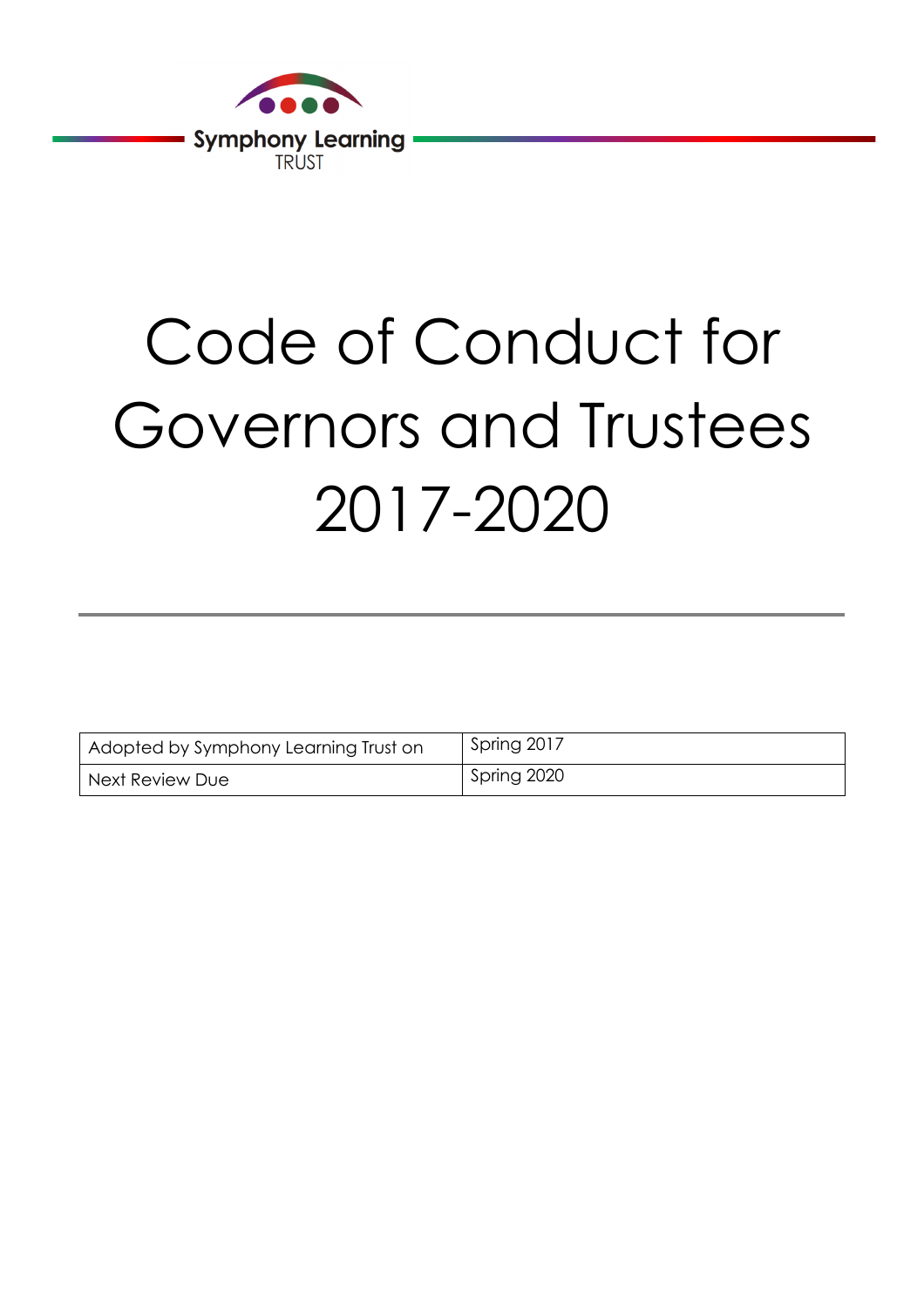Symphony Learning
TRUST

# Code of Conduct for Governors and Trustees 2017-2020

| Adopted by Symphony Learning Trust on | Spring 2017 |
| --- | --- |
| Next Review Due | Spring 2020 |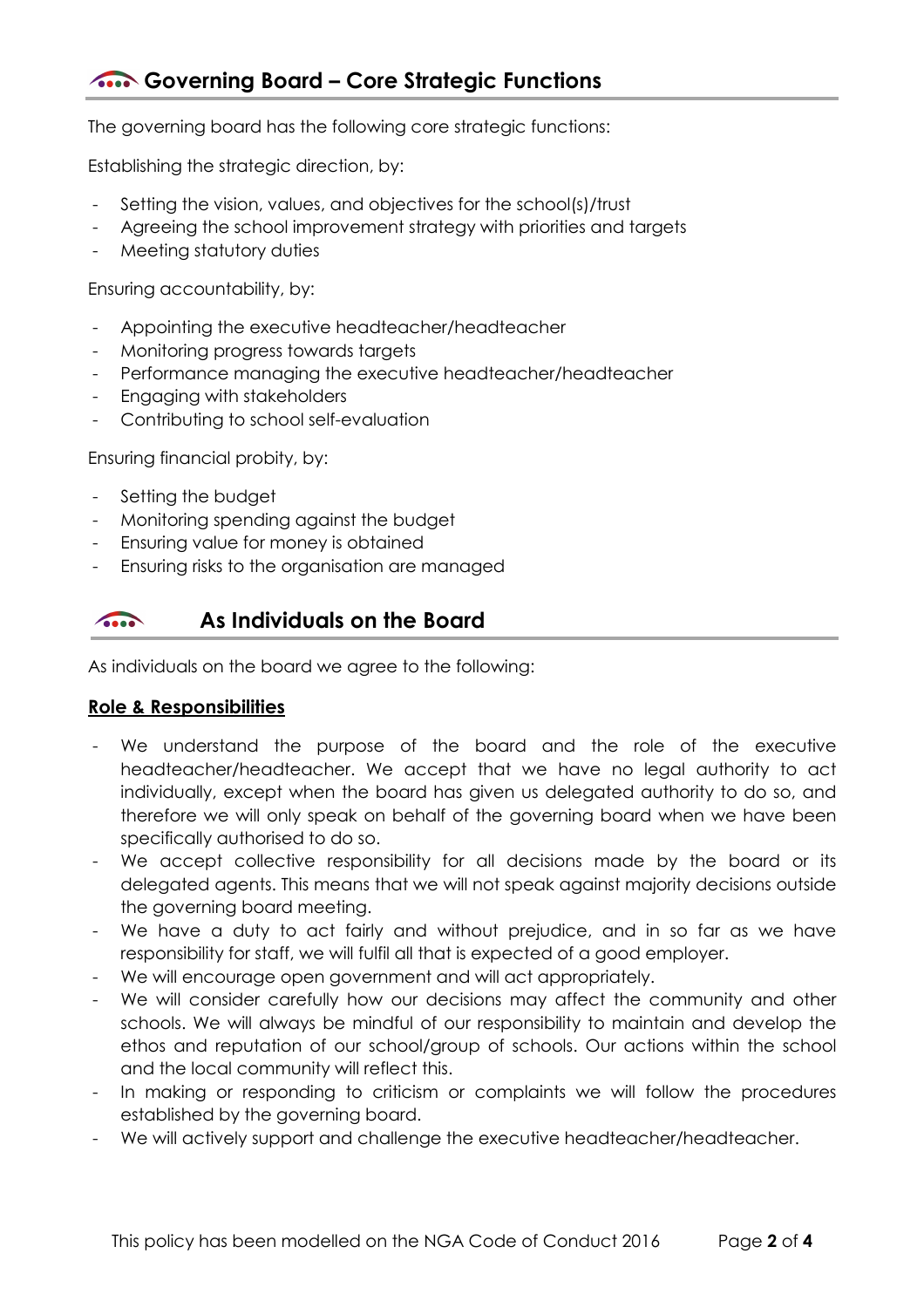## Governing Board – Core Strategic Functions

The governing board has the following core strategic functions:

Establishing the strategic direction, by:

- Setting the vision, values, and objectives for the school(s)/trust
- Agreeing the school improvement strategy with priorities and targets
- Meeting statutory duties

Ensuring accountability, by:

- Appointing the executive headteacher/headteacher
- Monitoring progress towards targets
- Performance managing the executive headteacher/headteacher
- Engaging with stakeholders
- Contributing to school self-evaluation

Ensuring financial probity, by:

- Setting the budget
- Monitoring spending against the budget
- Ensuring value for money is obtained
- Ensuring risks to the organisation are managed

## As Individuals on the Board

As individuals on the board we agree to the following:

**Role & Responsibilities**

- We understand the purpose of the board and the role of the executive headteacher/headteacher. We accept that we have no legal authority to act individually, except when the board has given us delegated authority to do so, and therefore we will only speak on behalf of the governing board when we have been specifically authorised to do so.
- We accept collective responsibility for all decisions made by the board or its delegated agents. This means that we will not speak against majority decisions outside the governing board meeting.
- We have a duty to act fairly and without prejudice, and in so far as we have responsibility for staff, we will fulfil all that is expected of a good employer.
- We will encourage open government and will act appropriately.
- We will consider carefully how our decisions may affect the community and other schools. We will always be mindful of our responsibility to maintain and develop the ethos and reputation of our school/group of schools. Our actions within the school and the local community will reflect this.
- In making or responding to criticism or complaints we will follow the procedures established by the governing board.
- We will actively support and challenge the executive headteacher/headteacher.

This policy has been modelled on the NGA Code of Conduct 2016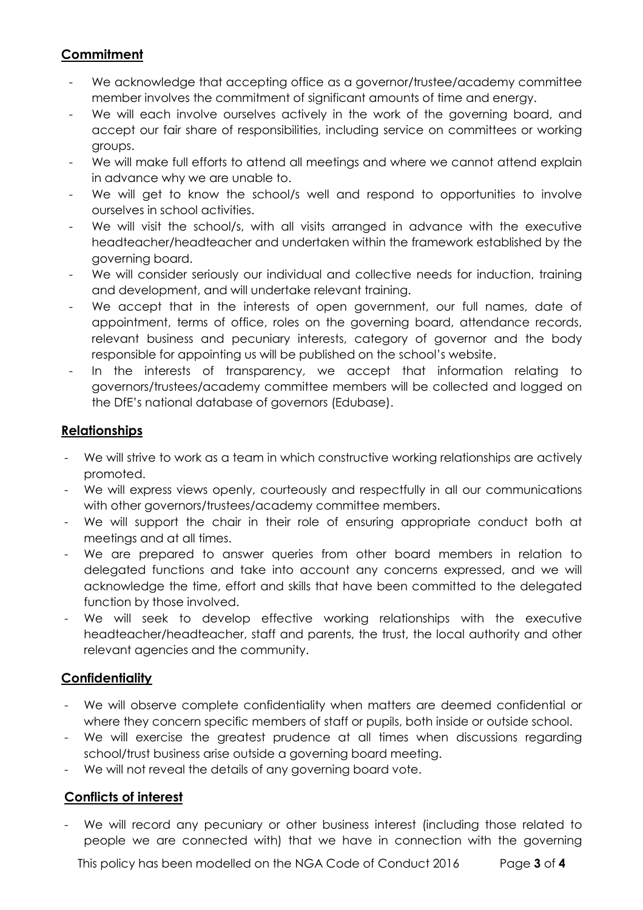## Commitment

- We acknowledge that accepting office as a governor/trustee/academy committee member involves the commitment of significant amounts of time and energy.
- We will each involve ourselves actively in the work of the governing board, and accept our fair share of responsibilities, including service on committees or working groups.
- We will make full efforts to attend all meetings and where we cannot attend explain in advance why we are unable to.
- We will get to know the school/s well and respond to opportunities to involve ourselves in school activities.
- We will visit the school/s, with all visits arranged in advance with the executive headteacher/headteacher and undertaken within the framework established by the governing board.
- We will consider seriously our individual and collective needs for induction, training and development, and will undertake relevant training.
- We accept that in the interests of open government, our full names, date of appointment, terms of office, roles on the governing board, attendance records, relevant business and pecuniary interests, category of governor and the body responsible for appointing us will be published on the school's website.
- In the interests of transparency, we accept that information relating to governors/trustees/academy committee members will be collected and logged on the DfE's national database of governors (Edubase).

## Relationships

- We will strive to work as a team in which constructive working relationships are actively promoted.
- We will express views openly, courteously and respectfully in all our communications with other governors/trustees/academy committee members.
- We will support the chair in their role of ensuring appropriate conduct both at meetings and at all times.
- We are prepared to answer queries from other board members in relation to delegated functions and take into account any concerns expressed, and we will acknowledge the time, effort and skills that have been committed to the delegated function by those involved.
- We will seek to develop effective working relationships with the executive headteacher/headteacher, staff and parents, the trust, the local authority and other relevant agencies and the community.

## Confidentiality

- We will observe complete confidentiality when matters are deemed confidential or where they concern specific members of staff or pupils, both inside or outside school.
- We will exercise the greatest prudence at all times when discussions regarding school/trust business arise outside a governing board meeting.
- We will not reveal the details of any governing board vote.

## Conflicts of interest

- We will record any pecuniary or other business interest (including those related to people we are connected with) that we have in connection with the governing

This policy has been modelled on the NGA Code of Conduct 2016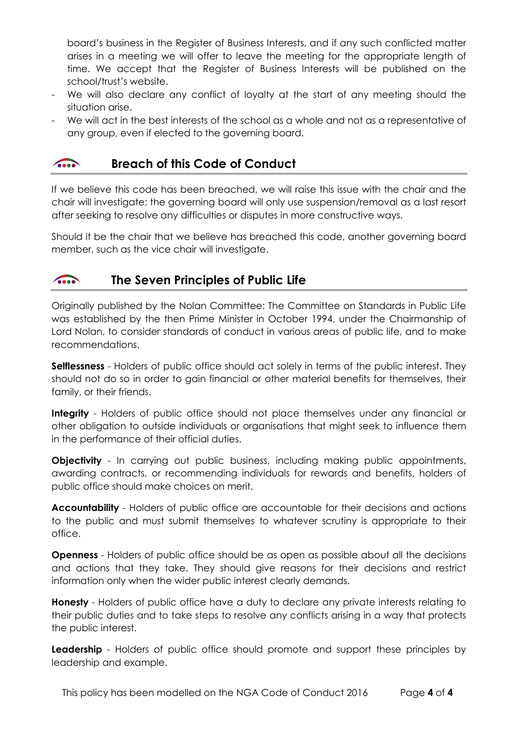board's business in the Register of Business Interests, and if any such conflicted matter arises in a meeting we will offer to leave the meeting for the appropriate length of time. We accept that the Register of Business Interests will be published on the school/trust's website.

- We will also declare any conflict of loyalty at the start of any meeting should the situation arise.
- We will act in the best interests of the school as a whole and not as a representative of any group, even if elected to the governing board.

## Breach of this Code of Conduct

If we believe this code has been breached, we will raise this issue with the chair and the chair will investigate; the governing board will only use suspension/removal as a last resort after seeking to resolve any difficulties or disputes in more constructive ways.

Should it be the chair that we believe has breached this code, another governing board member, such as the vice chair will investigate.

## The Seven Principles of Public Life

Originally published by the Nolan Committee: The Committee on Standards in Public Life was established by the then Prime Minister in October 1994, under the Chairmanship of Lord Nolan, to consider standards of conduct in various areas of public life, and to make recommendations.

**Selflessness** - Holders of public office should act solely in terms of the public interest. They should not do so in order to gain financial or other material benefits for themselves, their family, or their friends.

**Integrity** - Holders of public office should not place themselves under any financial or other obligation to outside individuals or organisations that might seek to influence them in the performance of their official duties.

**Objectivity** - In carrying out public business, including making public appointments, awarding contracts, or recommending individuals for rewards and benefits, holders of public office should make choices on merit.

**Accountability** - Holders of public office are accountable for their decisions and actions to the public and must submit themselves to whatever scrutiny is appropriate to their office.

**Openness** - Holders of public office should be as open as possible about all the decisions and actions that they take. They should give reasons for their decisions and restrict information only when the wider public interest clearly demands.

**Honesty** - Holders of public office have a duty to declare any private interests relating to their public duties and to take steps to resolve any conflicts arising in a way that protects the public interest.

**Leadership** - Holders of public office should promote and support these principles by leadership and example.

This policy has been modelled on the NGA Code of Conduct 2016